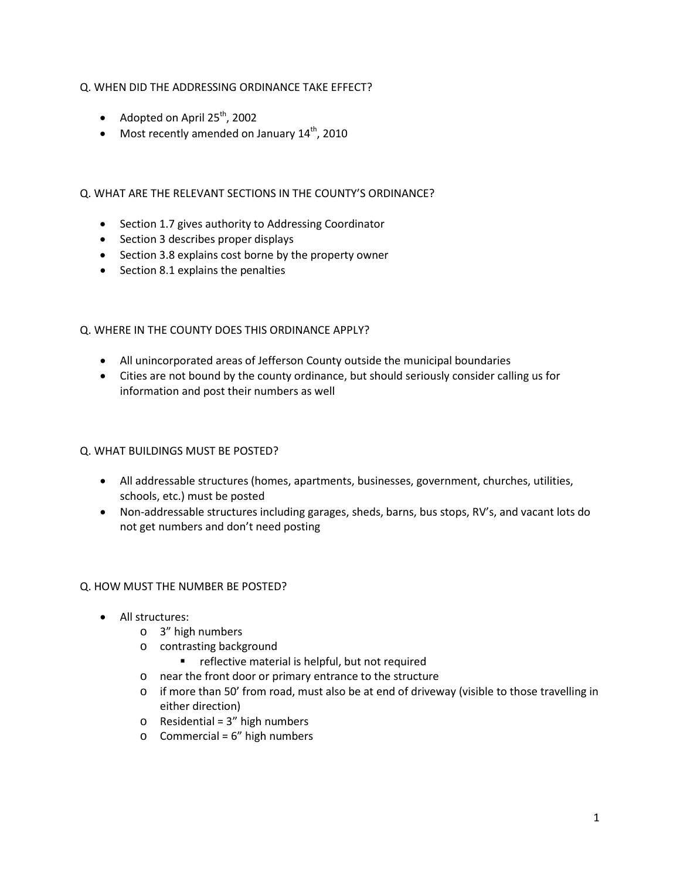Q. WHEN DID THE ADDRESSING ORDINANCE TAKE EFFECT?

- Adopted on April 25th, 2002
- Most recently amended on January 14th, 2010

Q. WHAT ARE THE RELEVANT SECTIONS IN THE COUNTY'S ORDINANCE?

- Section 1.7 gives authority to Addressing Coordinator
- Section 3 describes proper displays
- Section 3.8 explains cost borne by the property owner
- Section 8.1 explains the penalties

Q. WHERE IN THE COUNTY DOES THIS ORDINANCE APPLY?

- All unincorporated areas of Jefferson County outside the municipal boundaries
- Cities are not bound by the county ordinance, but should seriously consider calling us for information and post their numbers as well

Q. WHAT BUILDINGS MUST BE POSTED?

- All addressable structures (homes, apartments, businesses, government, churches, utilities, schools, etc.) must be posted
- Non-addressable structures including garages, sheds, barns, bus stops, RV's, and vacant lots do not get numbers and don't need posting

Q. HOW MUST THE NUMBER BE POSTED?

- All structures:
  - 3" high numbers
  - contrasting background
    - reflective material is helpful, but not required
  - near the front door or primary entrance to the structure
  - if more than 50' from road, must also be at end of driveway (visible to those travelling in either direction)
  - Residential = 3" high numbers
  - Commercial = 6" high numbers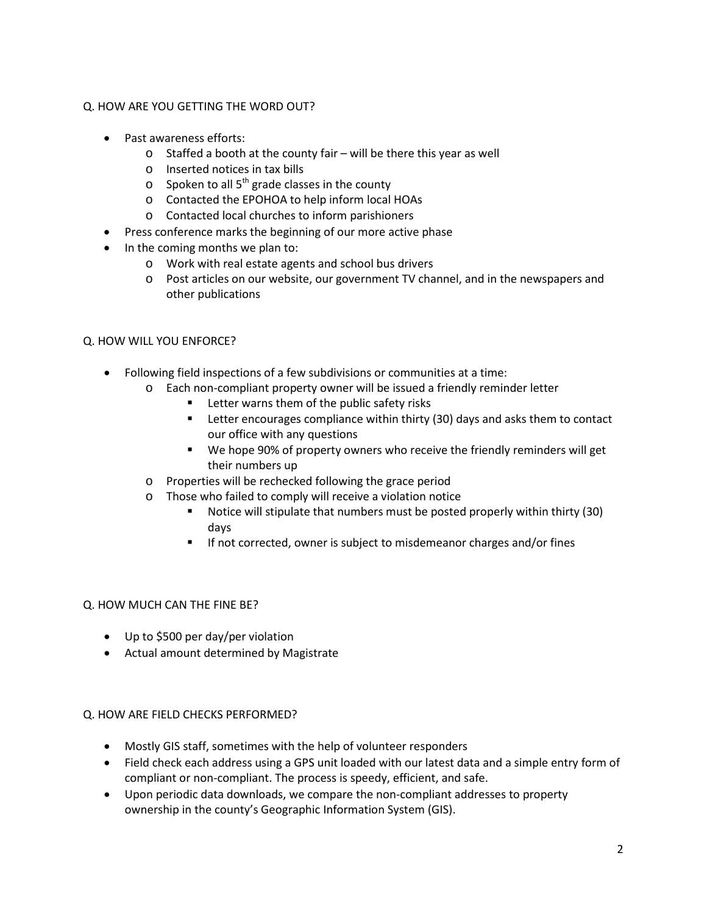Q. HOW ARE YOU GETTING THE WORD OUT?

- Past awareness efforts:
  - Staffed a booth at the county fair – will be there this year as well
  - Inserted notices in tax bills
  - Spoken to all 5th grade classes in the county
  - Contacted the EPOHOA to help inform local HOAs
  - Contacted local churches to inform parishioners
- Press conference marks the beginning of our more active phase
- In the coming months we plan to:
  - Work with real estate agents and school bus drivers
  - Post articles on our website, our government TV channel, and in the newspapers and other publications

Q. HOW WILL YOU ENFORCE?

- Following field inspections of a few subdivisions or communities at a time:
  - Each non-compliant property owner will be issued a friendly reminder letter
    - Letter warns them of the public safety risks
    - Letter encourages compliance within thirty (30) days and asks them to contact our office with any questions
    - We hope 90% of property owners who receive the friendly reminders will get their numbers up
  - Properties will be rechecked following the grace period
  - Those who failed to comply will receive a violation notice
    - Notice will stipulate that numbers must be posted properly within thirty (30) days
    - If not corrected, owner is subject to misdemeanor charges and/or fines

Q. HOW MUCH CAN THE FINE BE?

- Up to $500 per day/per violation
- Actual amount determined by Magistrate

Q. HOW ARE FIELD CHECKS PERFORMED?

- Mostly GIS staff, sometimes with the help of volunteer responders
- Field check each address using a GPS unit loaded with our latest data and a simple entry form of compliant or non-compliant. The process is speedy, efficient, and safe.
- Upon periodic data downloads, we compare the non-compliant addresses to property ownership in the county's Geographic Information System (GIS).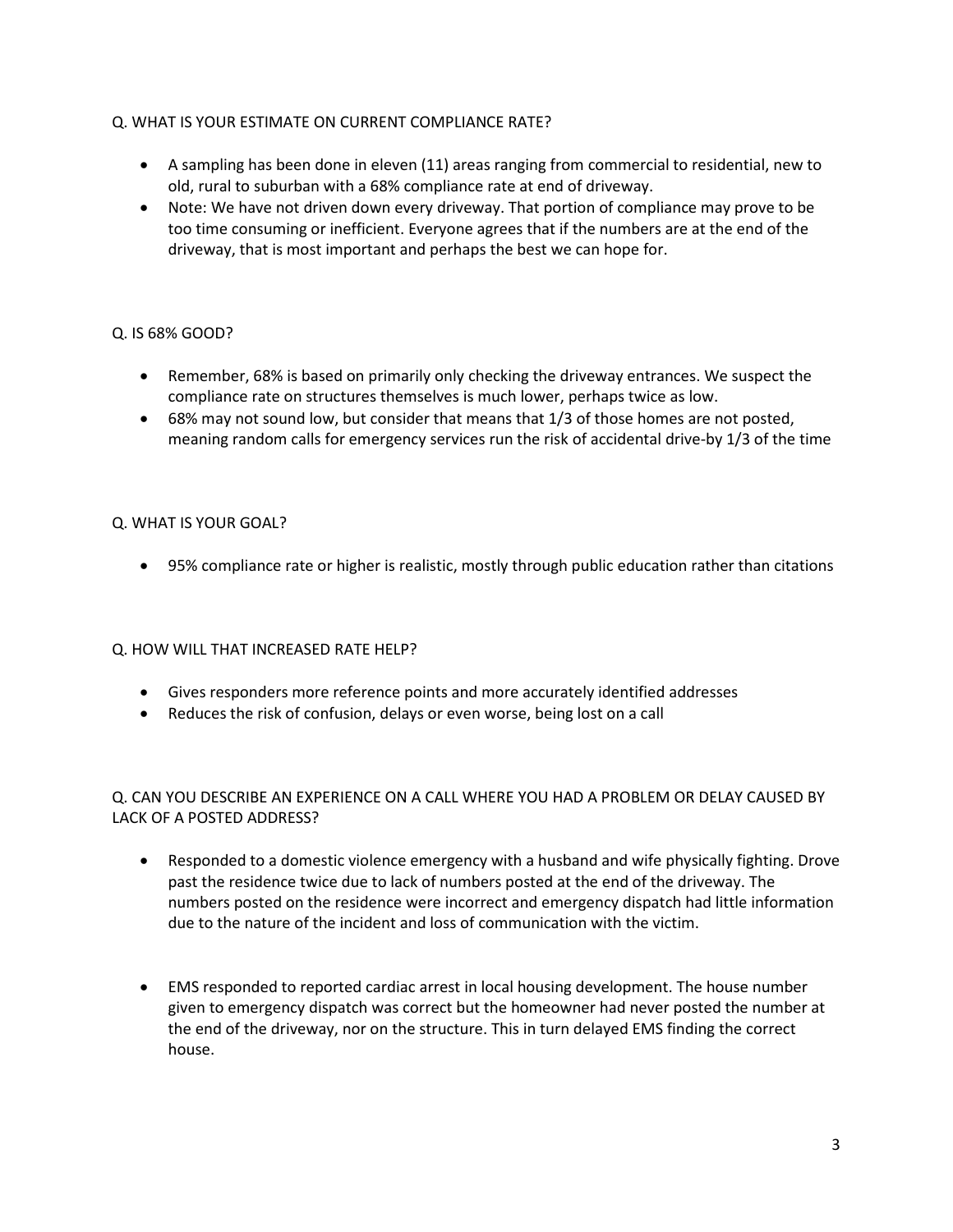Q. WHAT IS YOUR ESTIMATE ON CURRENT COMPLIANCE RATE?

- A sampling has been done in eleven (11) areas ranging from commercial to residential, new to old, rural to suburban with a 68% compliance rate at end of driveway.
- Note: We have not driven down every driveway. That portion of compliance may prove to be too time consuming or inefficient. Everyone agrees that if the numbers are at the end of the driveway, that is most important and perhaps the best we can hope for.

Q. IS 68% GOOD?

- Remember, 68% is based on primarily only checking the driveway entrances. We suspect the compliance rate on structures themselves is much lower, perhaps twice as low.
- 68% may not sound low, but consider that means that 1/3 of those homes are not posted, meaning random calls for emergency services run the risk of accidental drive-by 1/3 of the time

Q. WHAT IS YOUR GOAL?

- 95% compliance rate or higher is realistic, mostly through public education rather than citations

Q. HOW WILL THAT INCREASED RATE HELP?

- Gives responders more reference points and more accurately identified addresses
- Reduces the risk of confusion, delays or even worse, being lost on a call

Q. CAN YOU DESCRIBE AN EXPERIENCE ON A CALL WHERE YOU HAD A PROBLEM OR DELAY CAUSED BY LACK OF A POSTED ADDRESS?

- Responded to a domestic violence emergency with a husband and wife physically fighting. Drove past the residence twice due to lack of numbers posted at the end of the driveway. The numbers posted on the residence were incorrect and emergency dispatch had little information due to the nature of the incident and loss of communication with the victim.

- EMS responded to reported cardiac arrest in local housing development. The house number given to emergency dispatch was correct but the homeowner had never posted the number at the end of the driveway, nor on the structure. This in turn delayed EMS finding the correct house.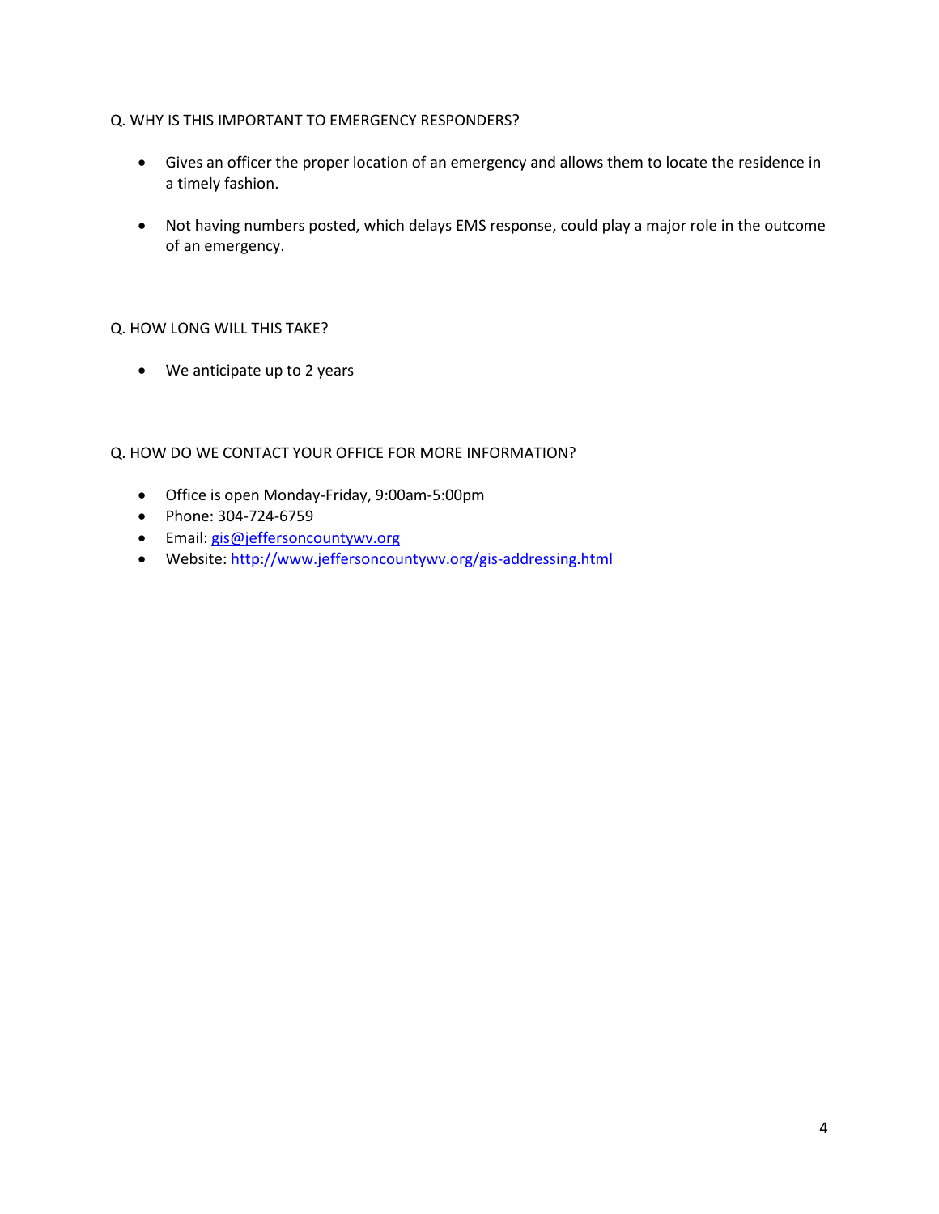Q. WHY IS THIS IMPORTANT TO EMERGENCY RESPONDERS?

- Gives an officer the proper location of an emergency and allows them to locate the residence in a timely fashion.
- Not having numbers posted, which delays EMS response, could play a major role in the outcome of an emergency.

Q. HOW LONG WILL THIS TAKE?

- We anticipate up to 2 years

Q. HOW DO WE CONTACT YOUR OFFICE FOR MORE INFORMATION?

- Office is open Monday-Friday, 9:00am-5:00pm
- Phone: 304-724-6759
- Email: [gis@jeffersoncountywv.org](mailto:gis@jeffersoncountywv.org)
- Website: [http://www.jeffersoncountywv.org/gis-addressing.html](http://www.jeffersoncountywv.org/gis-addressing.html)